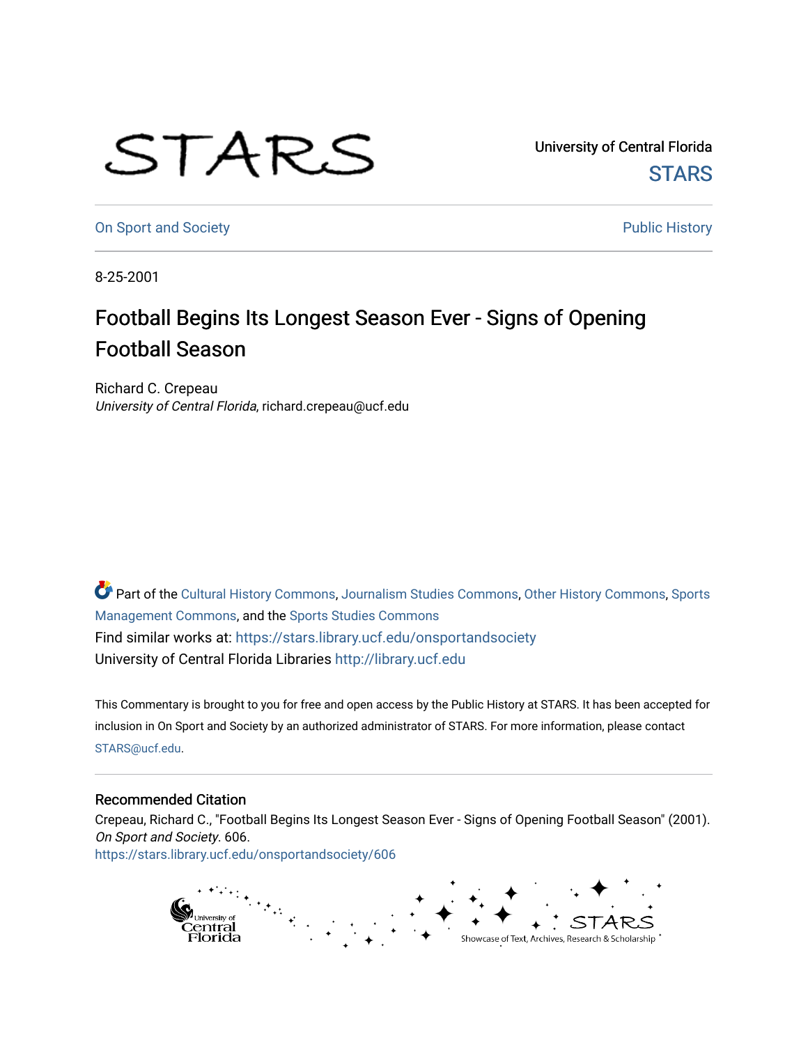University of Central Florida

STARS

On Sport and Society

Public History

8-25-2001

# Football Begins Its Longest Season Ever - Signs of Opening Football Season

Richard C. Crepeau
*University of Central Florida*, richard.crepeau@ucf.edu

Part of the Cultural History Commons, Journalism Studies Commons, Other History Commons, Sports Management Commons, and the Sports Studies Commons

Find similar works at: https://stars.library.ucf.edu/onsportandsociety

University of Central Florida Libraries http://library.ucf.edu

This Commentary is brought to you for free and open access by the Public History at STARS. It has been accepted for inclusion in On Sport and Society by an authorized administrator of STARS. For more information, please contact STARS@ucf.edu.

## Recommended Citation

Crepeau, Richard C., "Football Begins Its Longest Season Ever - Signs of Opening Football Season" (2001). *On Sport and Society*. 606.
https://stars.library.ucf.edu/onsportandsociety/606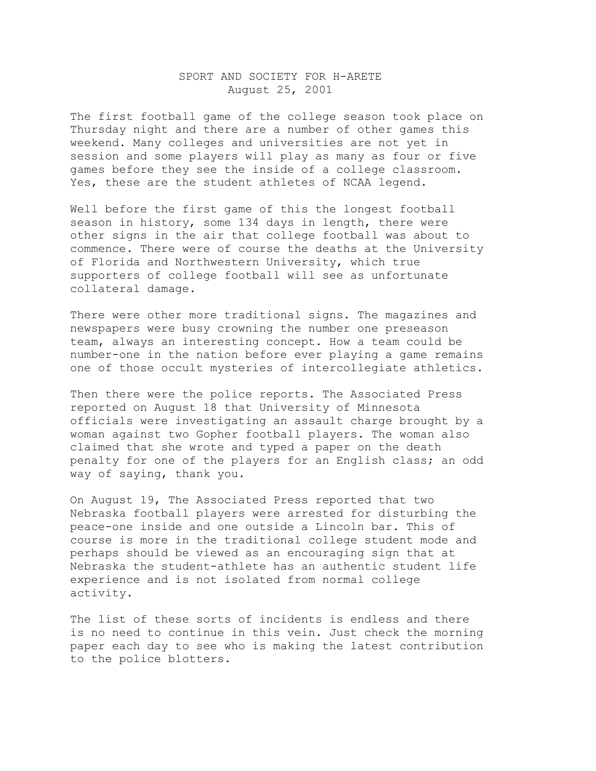SPORT AND SOCIETY FOR H-ARETE
August 25, 2001

The first football game of the college season took place on Thursday night and there are a number of other games this weekend. Many colleges and universities are not yet in session and some players will play as many as four or five games before they see the inside of a college classroom. Yes, these are the student athletes of NCAA legend.

Well before the first game of this the longest football season in history, some 134 days in length, there were other signs in the air that college football was about to commence. There were of course the deaths at the University of Florida and Northwestern University, which true supporters of college football will see as unfortunate collateral damage.

There were other more traditional signs. The magazines and newspapers were busy crowning the number one preseason team, always an interesting concept. How a team could be number-one in the nation before ever playing a game remains one of those occult mysteries of intercollegiate athletics.

Then there were the police reports. The Associated Press reported on August 18 that University of Minnesota officials were investigating an assault charge brought by a woman against two Gopher football players. The woman also claimed that she wrote and typed a paper on the death penalty for one of the players for an English class; an odd way of saying, thank you.

On August 19, The Associated Press reported that two Nebraska football players were arrested for disturbing the peace-one inside and one outside a Lincoln bar. This of course is more in the traditional college student mode and perhaps should be viewed as an encouraging sign that at Nebraska the student-athlete has an authentic student life experience and is not isolated from normal college activity.

The list of these sorts of incidents is endless and there is no need to continue in this vein. Just check the morning paper each day to see who is making the latest contribution to the police blotters.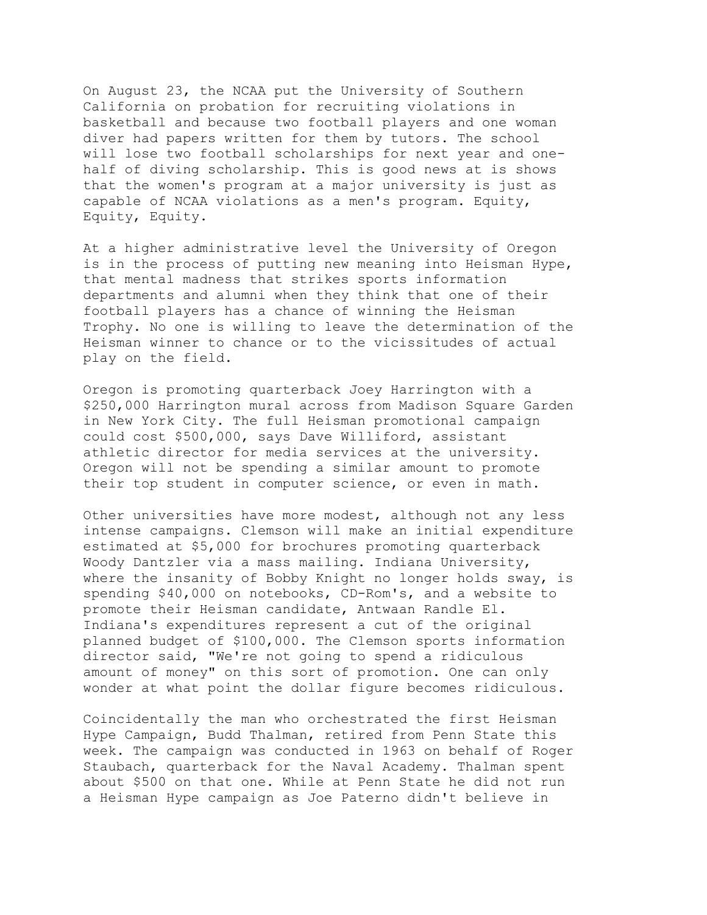On August 23, the NCAA put the University of Southern California on probation for recruiting violations in basketball and because two football players and one woman diver had papers written for them by tutors. The school will lose two football scholarships for next year and one-half of diving scholarship. This is good news at is shows that the women's program at a major university is just as capable of NCAA violations as a men's program. Equity, Equity, Equity.

At a higher administrative level the University of Oregon is in the process of putting new meaning into Heisman Hype, that mental madness that strikes sports information departments and alumni when they think that one of their football players has a chance of winning the Heisman Trophy. No one is willing to leave the determination of the Heisman winner to chance or to the vicissitudes of actual play on the field.

Oregon is promoting quarterback Joey Harrington with a $250,000 Harrington mural across from Madison Square Garden in New York City. The full Heisman promotional campaign could cost $500,000, says Dave Williford, assistant athletic director for media services at the university. Oregon will not be spending a similar amount to promote their top student in computer science, or even in math.

Other universities have more modest, although not any less intense campaigns. Clemson will make an initial expenditure estimated at $5,000 for brochures promoting quarterback Woody Dantzler via a mass mailing. Indiana University, where the insanity of Bobby Knight no longer holds sway, is spending $40,000 on notebooks, CD-Rom's, and a website to promote their Heisman candidate, Antwaan Randle El. Indiana's expenditures represent a cut of the original planned budget of $100,000. The Clemson sports information director said, "We're not going to spend a ridiculous amount of money" on this sort of promotion. One can only wonder at what point the dollar figure becomes ridiculous.

Coincidentally the man who orchestrated the first Heisman Hype Campaign, Budd Thalman, retired from Penn State this week. The campaign was conducted in 1963 on behalf of Roger Staubach, quarterback for the Naval Academy. Thalman spent about $500 on that one. While at Penn State he did not run a Heisman Hype campaign as Joe Paterno didn't believe in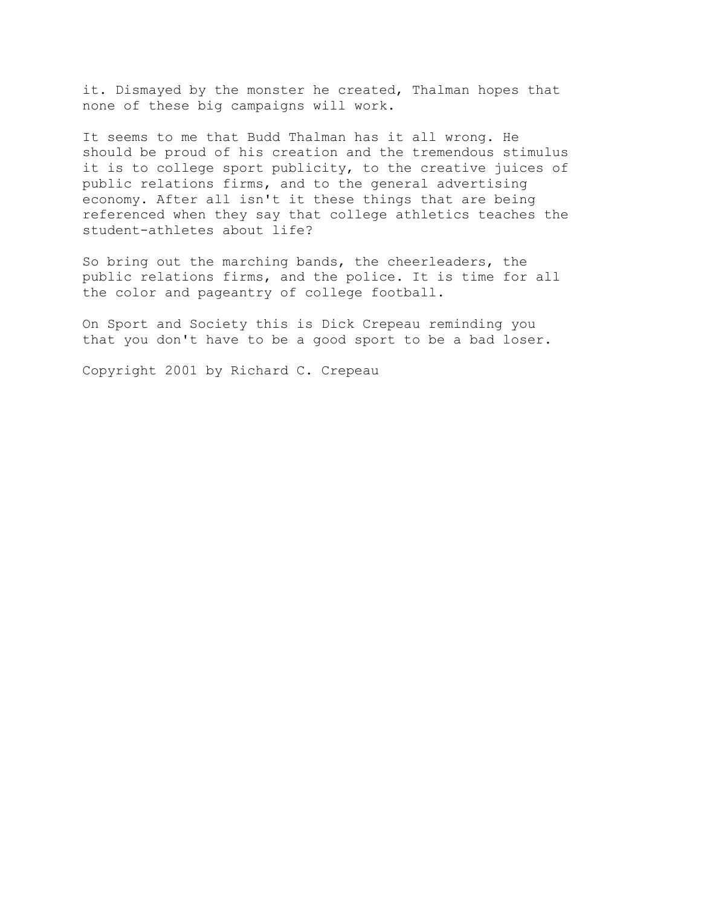it. Dismayed by the monster he created, Thalman hopes that none of these big campaigns will work.

It seems to me that Budd Thalman has it all wrong. He should be proud of his creation and the tremendous stimulus it is to college sport publicity, to the creative juices of public relations firms, and to the general advertising economy. After all isn't it these things that are being referenced when they say that college athletics teaches the student-athletes about life?

So bring out the marching bands, the cheerleaders, the public relations firms, and the police. It is time for all the color and pageantry of college football.

On Sport and Society this is Dick Crepeau reminding you that you don't have to be a good sport to be a bad loser.

Copyright 2001 by Richard C. Crepeau